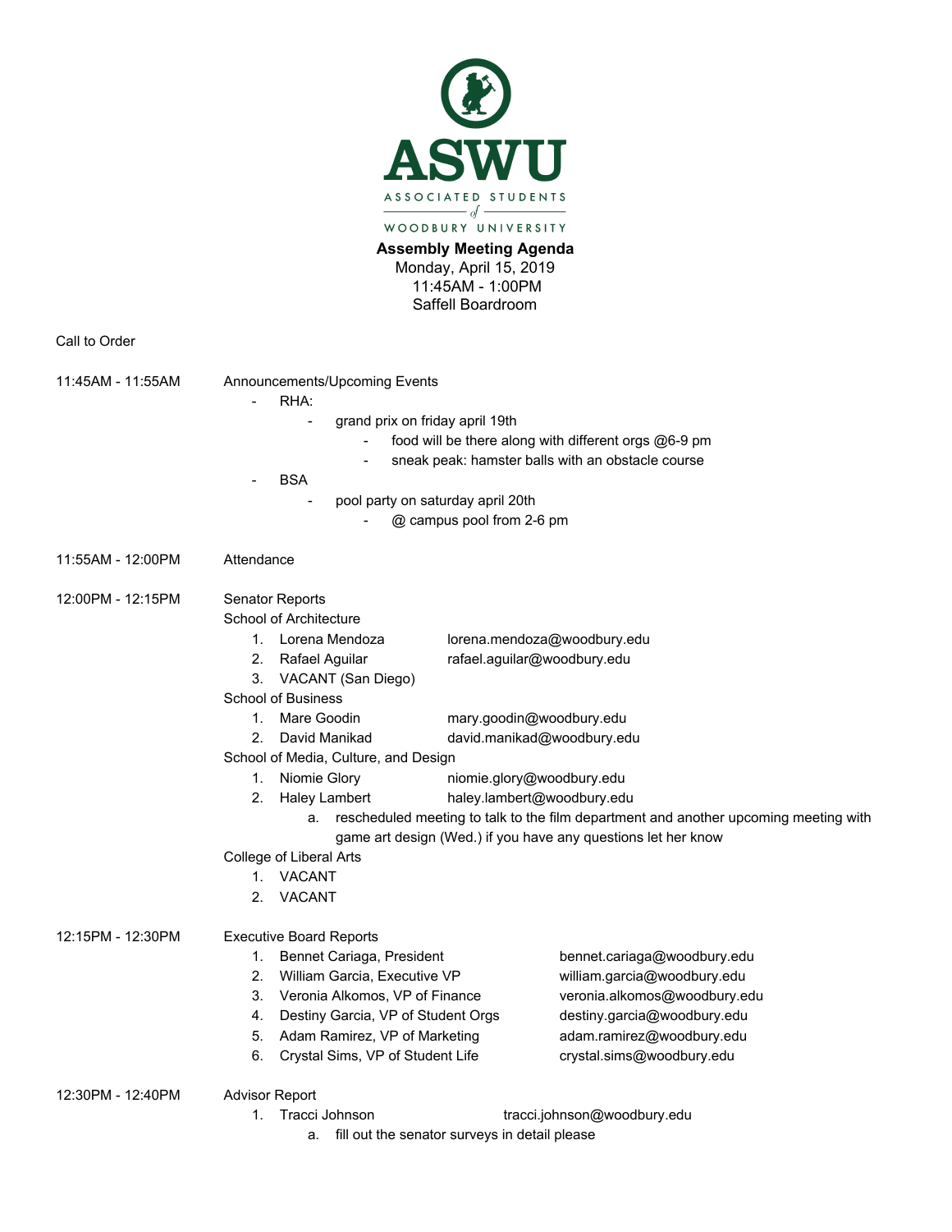**ASWU**

ASSOCIATED STUDENTS of WOODBURY UNIVERSITY

# Assembly Meeting Agenda

Monday, April 15, 2019
11:45AM - 1:00PM
Saffell Boardroom

Call to Order

**11:45AM - 11:55AM** Announcements/Upcoming Events

- RHA:
  - grand prix on friday april 19th
    - food will be there along with different orgs @6-9 pm
    - sneak peak: hamster balls with an obstacle course
- BSA
  - pool party on saturday april 20th
    - @ campus pool from 2-6 pm

**11:55AM - 12:00PM** Attendance

**12:00PM - 12:15PM** Senator Reports

School of Architecture

1. Lorena Mendoza lorena.mendoza@woodbury.edu
2. Rafael Aguilar rafael.aguilar@woodbury.edu
3. VACANT (San Diego)

School of Business

1. Mare Goodin mary.goodin@woodbury.edu
2. David Manikad david.manikad@woodbury.edu

School of Media, Culture, and Design

1. Niomie Glory niomie.glory@woodbury.edu
2. Haley Lambert haley.lambert@woodbury.edu
   a. rescheduled meeting to talk to the film department and another upcoming meeting with game art design (Wed.) if you have any questions let her know

College of Liberal Arts

1. VACANT
2. VACANT

**12:15PM - 12:30PM** Executive Board Reports

1. Bennet Cariaga, President bennet.cariaga@woodbury.edu
2. William Garcia, Executive VP william.garcia@woodbury.edu
3. Veronia Alkomos, VP of Finance veronia.alkomos@woodbury.edu
4. Destiny Garcia, VP of Student Orgs destiny.garcia@woodbury.edu
5. Adam Ramirez, VP of Marketing adam.ramirez@woodbury.edu
6. Crystal Sims, VP of Student Life crystal.sims@woodbury.edu

**12:30PM - 12:40PM** Advisor Report

1. Tracci Johnson tracci.johnson@woodbury.edu
   a. fill out the senator surveys in detail please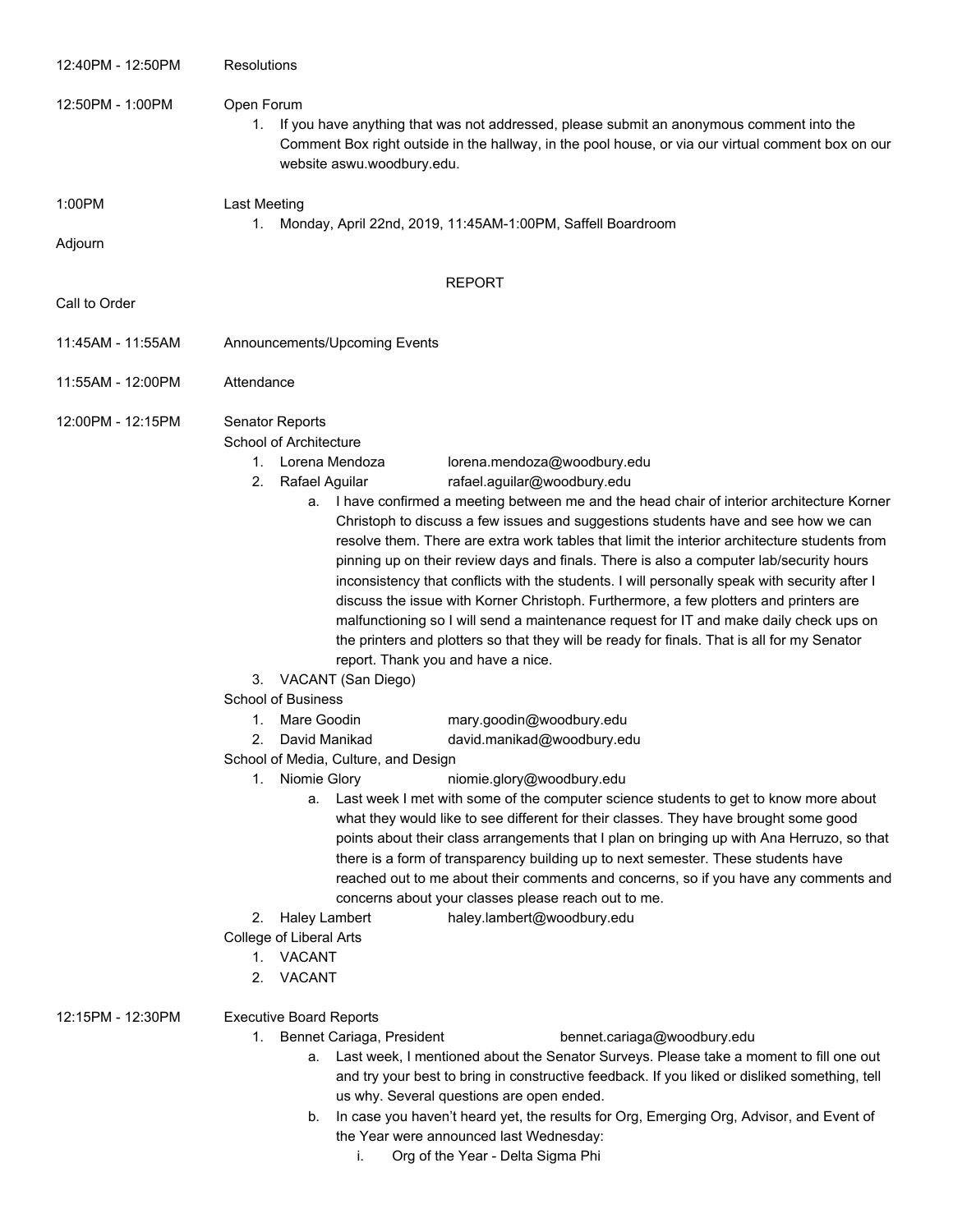12:40PM - 12:50PM Resolutions

12:50PM - 1:00PM Open Forum

1. If you have anything that was not addressed, please submit an anonymous comment into the Comment Box right outside in the hallway, in the pool house, or via our virtual comment box on our website aswu.woodbury.edu.

1:00PM Last Meeting

1. Monday, April 22nd, 2019, 11:45AM-1:00PM, Saffell Boardroom

Adjourn

## REPORT

Call to Order

11:45AM - 11:55AM Announcements/Upcoming Events

11:55AM - 12:00PM Attendance

12:00PM - 12:15PM Senator Reports

School of Architecture

1. Lorena Mendoza lorena.mendoza@woodbury.edu
2. Rafael Aguilar rafael.aguilar@woodbury.edu
   a. I have confirmed a meeting between me and the head chair of interior architecture Korner Christoph to discuss a few issues and suggestions students have and see how we can resolve them. There are extra work tables that limit the interior architecture students from pinning up on their review days and finals. There is also a computer lab/security hours inconsistency that conflicts with the students. I will personally speak with security after I discuss the issue with Korner Christoph. Furthermore, a few plotters and printers are malfunctioning so I will send a maintenance request for IT and make daily check ups on the printers and plotters so that they will be ready for finals. That is all for my Senator report. Thank you and have a nice.
3. VACANT (San Diego)

School of Business

1. Mare Goodin mary.goodin@woodbury.edu
2. David Manikad david.manikad@woodbury.edu

School of Media, Culture, and Design

1. Niomie Glory niomie.glory@woodbury.edu
   a. Last week I met with some of the computer science students to get to know more about what they would like to see different for their classes. They have brought some good points about their class arrangements that I plan on bringing up with Ana Herruzo, so that there is a form of transparency building up to next semester. These students have reached out to me about their comments and concerns, so if you have any comments and concerns about your classes please reach out to me.
2. Haley Lambert haley.lambert@woodbury.edu

College of Liberal Arts

1. VACANT
2. VACANT

12:15PM - 12:30PM Executive Board Reports

1. Bennet Cariaga, President bennet.cariaga@woodbury.edu
   a. Last week, I mentioned about the Senator Surveys. Please take a moment to fill one out and try your best to bring in constructive feedback. If you liked or disliked something, tell us why. Several questions are open ended.
   b. In case you haven't heard yet, the results for Org, Emerging Org, Advisor, and Event of the Year were announced last Wednesday:
      i. Org of the Year - Delta Sigma Phi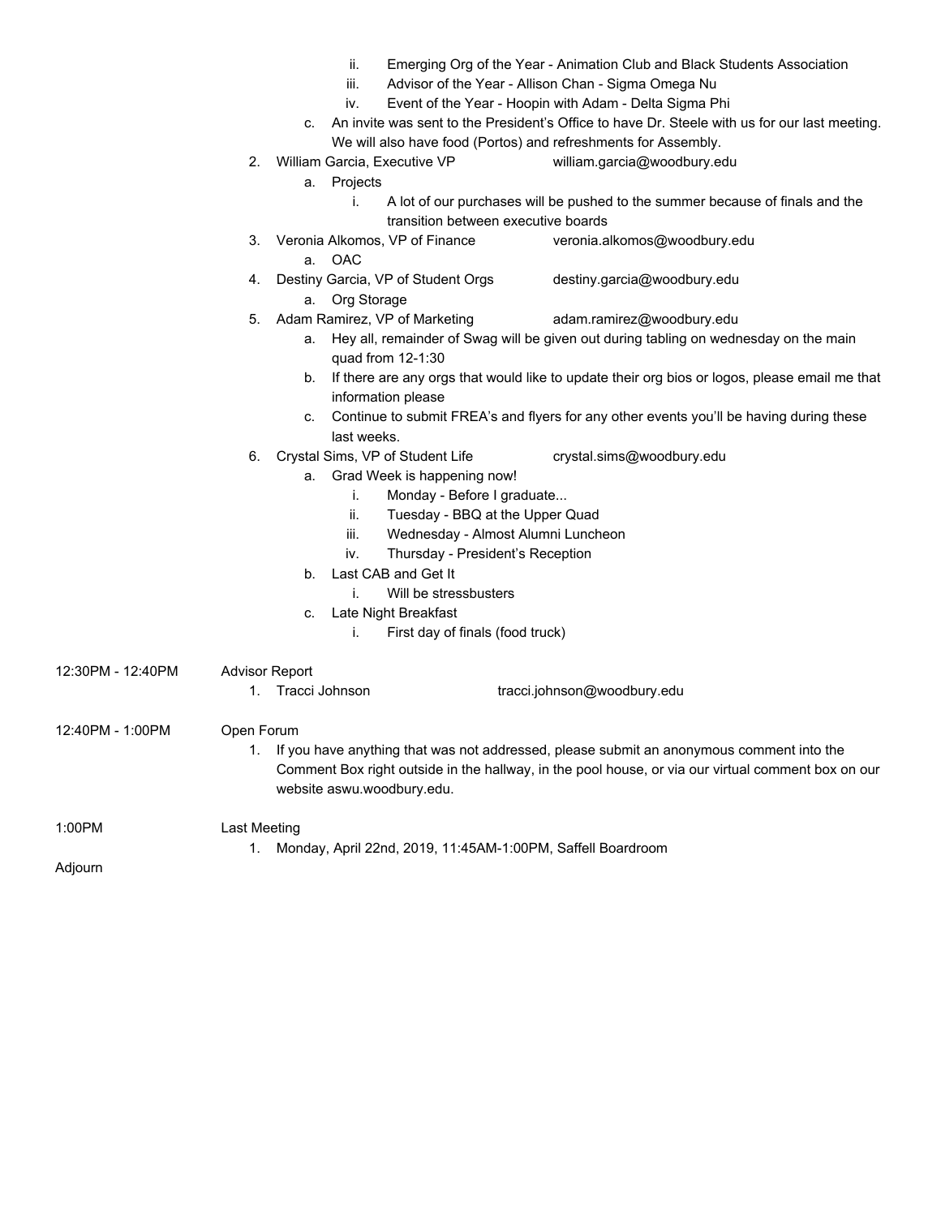- ii. Emerging Org of the Year - Animation Club and Black Students Association
   - iii. Advisor of the Year - Allison Chan - Sigma Omega Nu
   - iv. Event of the Year - Hoopin with Adam - Delta Sigma Phi
  - c. An invite was sent to the President's Office to have Dr. Steele with us for our last meeting. We will also have food (Portos) and refreshments for Assembly.

2. William Garcia, Executive VP — william.garcia@woodbury.edu
   - a. Projects
     - i. A lot of our purchases will be pushed to the summer because of finals and the transition between executive boards
3. Veronia Alkomos, VP of Finance — veronia.alkomos@woodbury.edu
   - a. OAC
4. Destiny Garcia, VP of Student Orgs — destiny.garcia@woodbury.edu
   - a. Org Storage
5. Adam Ramirez, VP of Marketing — adam.ramirez@woodbury.edu
   - a. Hey all, remainder of Swag will be given out during tabling on wednesday on the main quad from 12-1:30
   - b. If there are any orgs that would like to update their org bios or logos, please email me that information please
   - c. Continue to submit FREA's and flyers for any other events you'll be having during these last weeks.
6. Crystal Sims, VP of Student Life — crystal.sims@woodbury.edu
   - a. Grad Week is happening now!
     - i. Monday - Before I graduate...
     - ii. Tuesday - BBQ at the Upper Quad
     - iii. Wednesday - Almost Alumni Luncheon
     - iv. Thursday - President's Reception
   - b. Last CAB and Get It
     - i. Will be stressbusters
   - c. Late Night Breakfast
     - i. First day of finals (food truck)

**12:30PM - 12:40PM** Advisor Report

1. Tracci Johnson — tracci.johnson@woodbury.edu

**12:40PM - 1:00PM** Open Forum

1. If you have anything that was not addressed, please submit an anonymous comment into the Comment Box right outside in the hallway, in the pool house, or via our virtual comment box on our website aswu.woodbury.edu.

**1:00PM** Last Meeting

1. Monday, April 22nd, 2019, 11:45AM-1:00PM, Saffell Boardroom

Adjourn